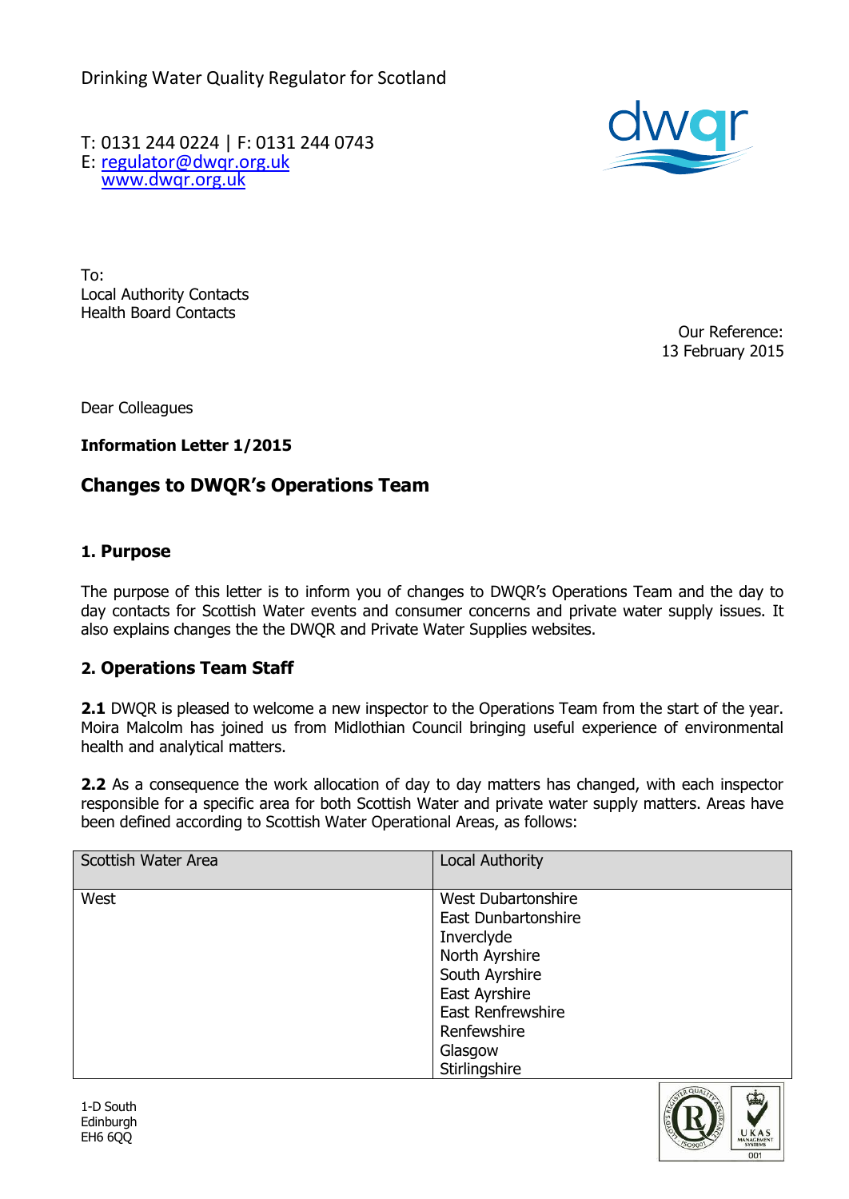Drinking Water Quality Regulator for Scotland

T: 0131 244 0224 | F: 0131 244 0743
E: regulator@dwqr.org.uk
www.dwqr.org.uk

To:
Local Authority Contacts
Health Board Contacts

Our Reference:
13 February 2015

Dear Colleagues

**Information Letter 1/2015**

## Changes to DWQR's Operations Team

### 1. Purpose

The purpose of this letter is to inform you of changes to DWQR's Operations Team and the day to day contacts for Scottish Water events and consumer concerns and private water supply issues. It also explains changes the the DWQR and Private Water Supplies websites.

### 2. Operations Team Staff

**2.1** DWQR is pleased to welcome a new inspector to the Operations Team from the start of the year. Moira Malcolm has joined us from Midlothian Council bringing useful experience of environmental health and analytical matters.

**2.2** As a consequence the work allocation of day to day matters has changed, with each inspector responsible for a specific area for both Scottish Water and private water supply matters. Areas have been defined according to Scottish Water Operational Areas, as follows:

| Scottish Water Area | Local Authority |
|---|---|
| West | West Dubartonshire<br>East Dunbartonshire<br>Inverclyde<br>North Ayrshire<br>South Ayrshire<br>East Ayrshire<br>East Renfrewshire<br>Renfewshire<br>Glasgow<br>Stirlingshire |

1-D South
Edinburgh
EH6 6QQ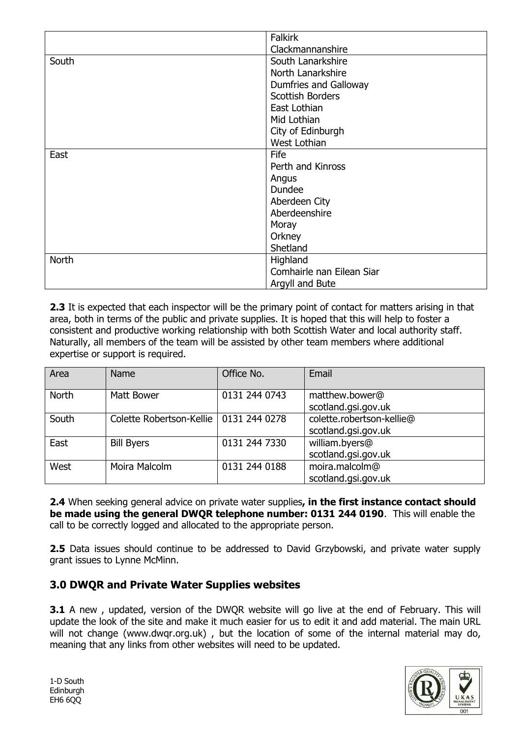| | |
|---|---|
| | Falkirk<br>Clackmannanshire |
| South | South Lanarkshire<br>North Lanarkshire<br>Dumfries and Galloway<br>Scottish Borders<br>East Lothian<br>Mid Lothian<br>City of Edinburgh<br>West Lothian |
| East | Fife<br>Perth and Kinross<br>Angus<br>Dundee<br>Aberdeen City<br>Aberdeenshire<br>Moray<br>Orkney<br>Shetland |
| North | Highland<br>Comhairle nan Eilean Siar<br>Argyll and Bute |

**2.3** It is expected that each inspector will be the primary point of contact for matters arising in that area, both in terms of the public and private supplies. It is hoped that this will help to foster a consistent and productive working relationship with both Scottish Water and local authority staff. Naturally, all members of the team will be assisted by other team members where additional expertise or support is required.

| Area | Name | Office No. | Email |
|---|---|---|---|
| North | Matt Bower | 0131 244 0743 | matthew.bower@scotland.gsi.gov.uk |
| South | Colette Robertson-Kellie | 0131 244 0278 | colette.robertson-kellie@scotland.gsi.gov.uk |
| East | Bill Byers | 0131 244 7330 | william.byers@scotland.gsi.gov.uk |
| West | Moira Malcolm | 0131 244 0188 | moira.malcolm@scotland.gsi.gov.uk |

**2.4** When seeking general advice on private water supplies**, in the first instance contact should be made using the general DWQR telephone number: 0131 244 0190**. This will enable the call to be correctly logged and allocated to the appropriate person.

**2.5** Data issues should continue to be addressed to David Grzybowski, and private water supply grant issues to Lynne McMinn.

## 3.0 DWQR and Private Water Supplies websites

**3.1** A new , updated, version of the DWQR website will go live at the end of February. This will update the look of the site and make it much easier for us to edit it and add material. The main URL will not change (www.dwqr.org.uk) , but the location of some of the internal material may do, meaning that any links from other websites will need to be updated.

1-D South
Edinburgh
EH6 6QQ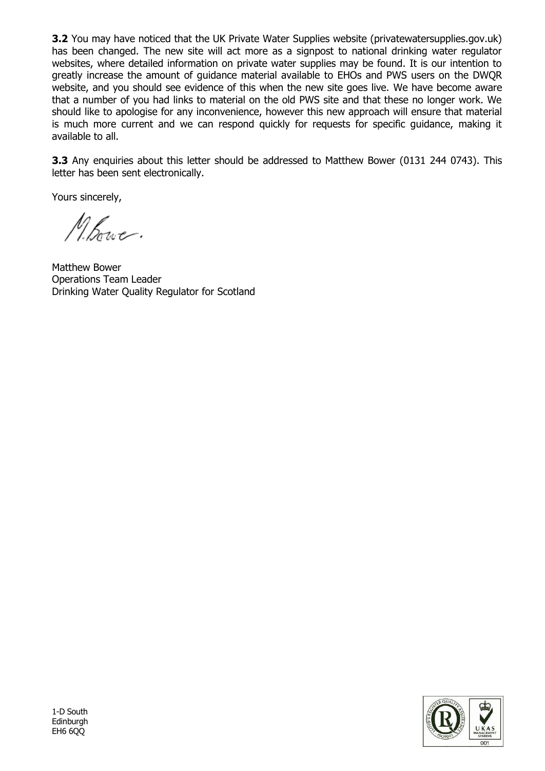**3.2** You may have noticed that the UK Private Water Supplies website (privatewatersupplies.gov.uk) has been changed. The new site will act more as a signpost to national drinking water regulator websites, where detailed information on private water supplies may be found. It is our intention to greatly increase the amount of guidance material available to EHOs and PWS users on the DWQR website, and you should see evidence of this when the new site goes live. We have become aware that a number of you had links to material on the old PWS site and that these no longer work. We should like to apologise for any inconvenience, however this new approach will ensure that material is much more current and we can respond quickly for requests for specific guidance, making it available to all.

**3.3** Any enquiries about this letter should be addressed to Matthew Bower (0131 244 0743). This letter has been sent electronically.

Yours sincerely,

M.Bower.

Matthew Bower
Operations Team Leader
Drinking Water Quality Regulator for Scotland

1-D South
Edinburgh
EH6 6QQ